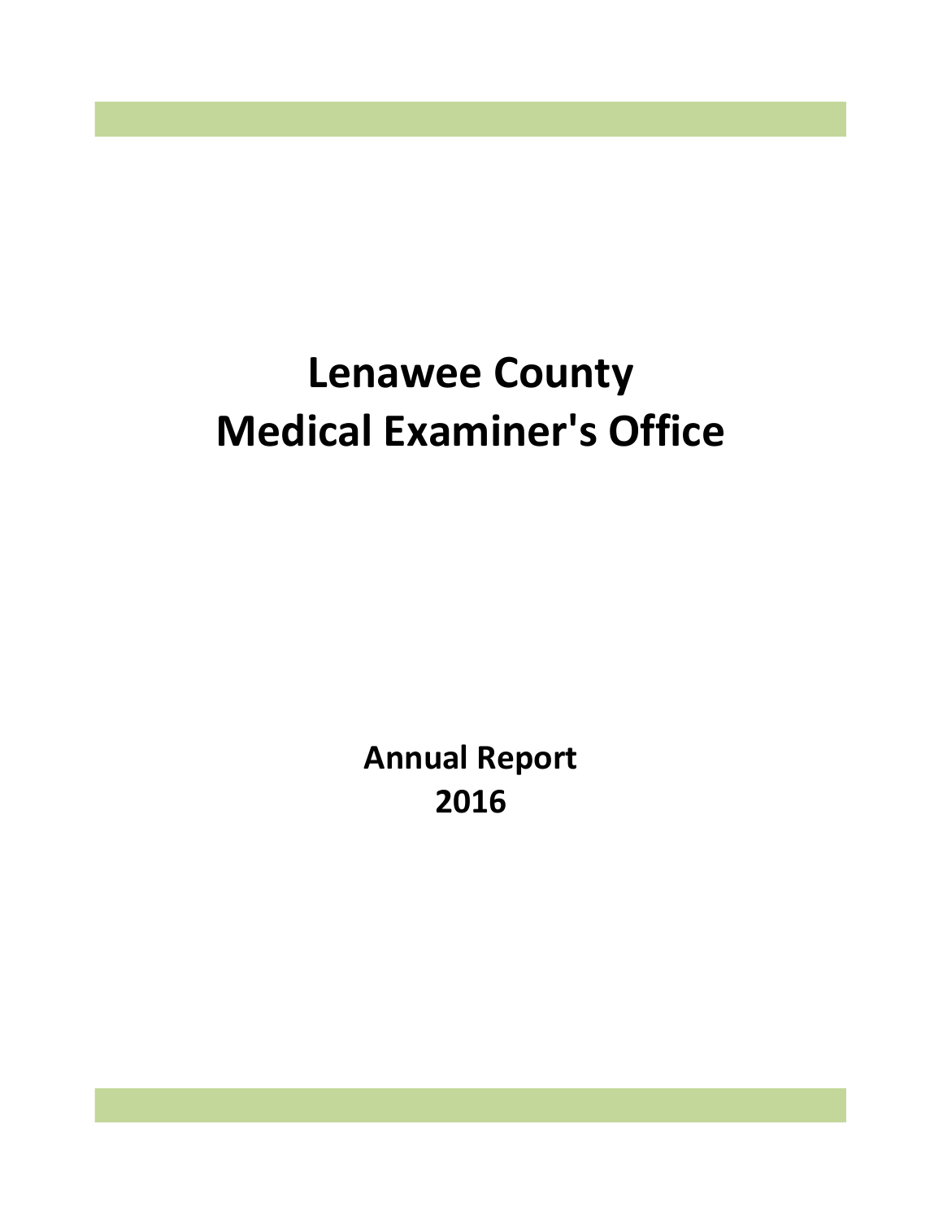# Lenawee County
# Medical Examiner's Office

**Annual Report**
**2016**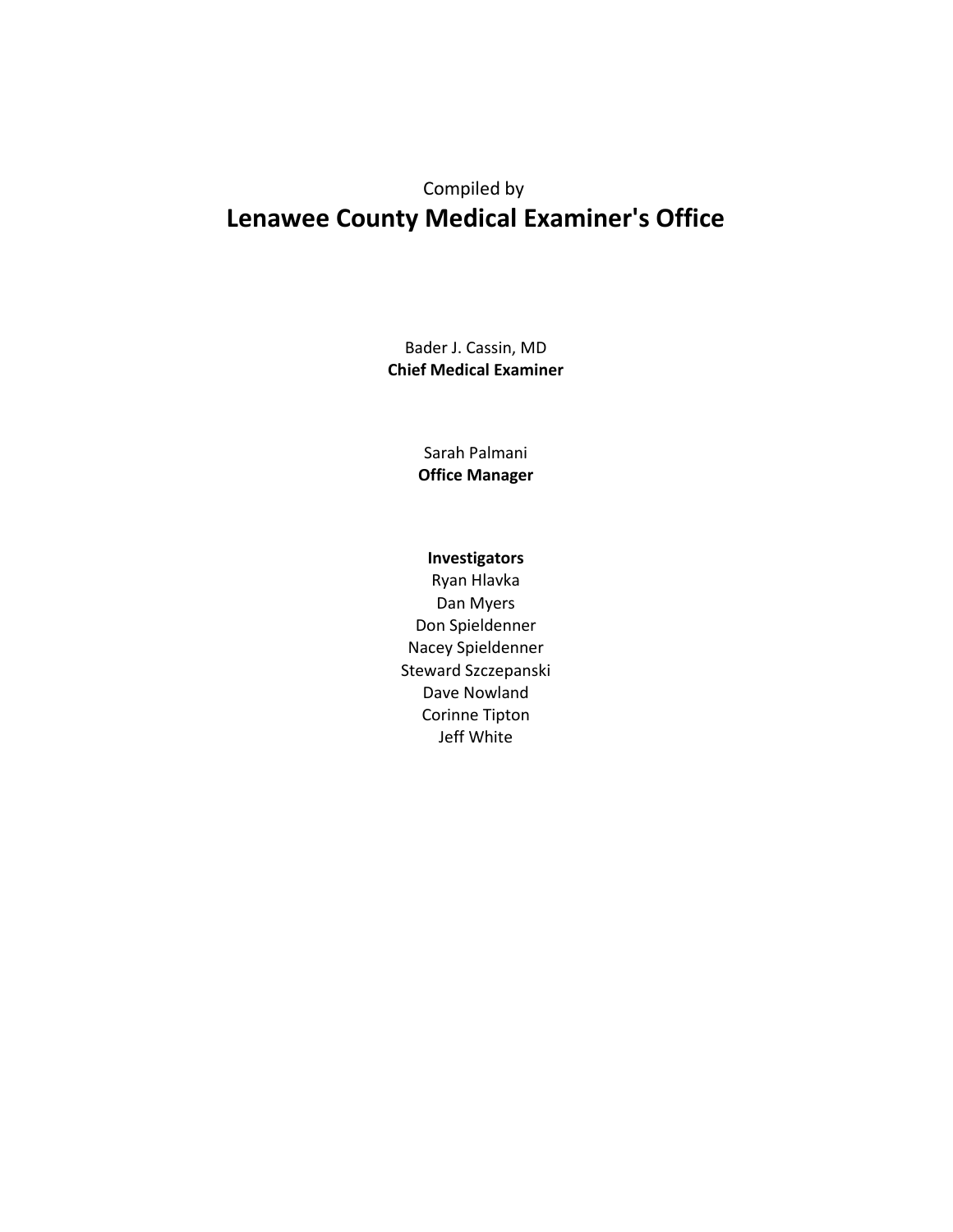Compiled by

# Lenawee County Medical Examiner's Office

Bader J. Cassin, MD
**Chief Medical Examiner**

Sarah Palmani
**Office Manager**

**Investigators**

Ryan Hlavka
Dan Myers
Don Spieldenner
Nacey Spieldenner
Steward Szczepanski
Dave Nowland
Corinne Tipton
Jeff White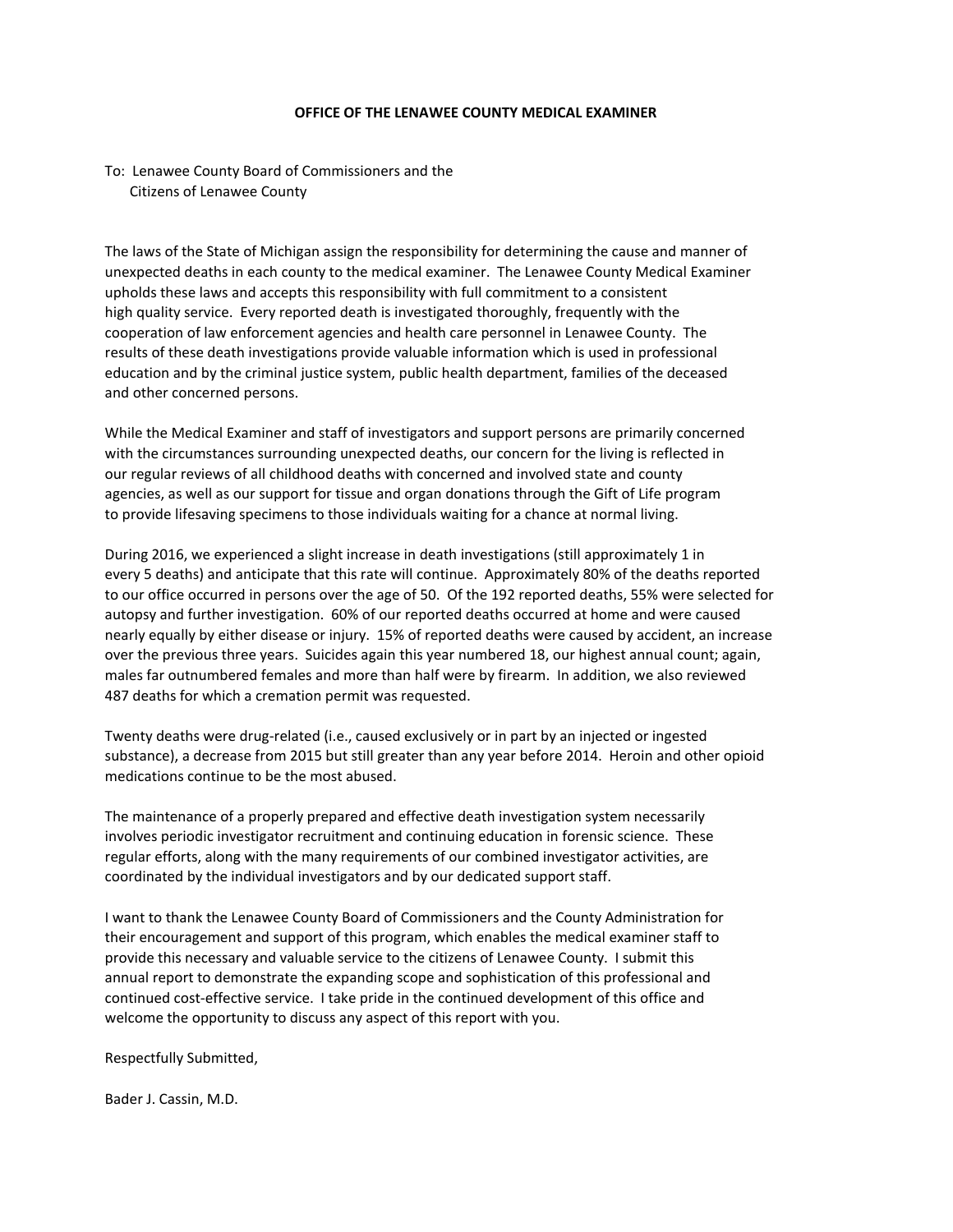# OFFICE OF THE LENAWEE COUNTY MEDICAL EXAMINER

To: Lenawee County Board of Commissioners and the
Citizens of Lenawee County

The laws of the State of Michigan assign the responsibility for determining the cause and manner of unexpected deaths in each county to the medical examiner. The Lenawee County Medical Examiner upholds these laws and accepts this responsibility with full commitment to a consistent high quality service. Every reported death is investigated thoroughly, frequently with the cooperation of law enforcement agencies and health care personnel in Lenawee County. The results of these death investigations provide valuable information which is used in professional education and by the criminal justice system, public health department, families of the deceased and other concerned persons.

While the Medical Examiner and staff of investigators and support persons are primarily concerned with the circumstances surrounding unexpected deaths, our concern for the living is reflected in our regular reviews of all childhood deaths with concerned and involved state and county agencies, as well as our support for tissue and organ donations through the Gift of Life program to provide lifesaving specimens to those individuals waiting for a chance at normal living.

During 2016, we experienced a slight increase in death investigations (still approximately 1 in every 5 deaths) and anticipate that this rate will continue. Approximately 80% of the deaths reported to our office occurred in persons over the age of 50. Of the 192 reported deaths, 55% were selected for autopsy and further investigation. 60% of our reported deaths occurred at home and were caused nearly equally by either disease or injury. 15% of reported deaths were caused by accident, an increase over the previous three years. Suicides again this year numbered 18, our highest annual count; again, males far outnumbered females and more than half were by firearm. In addition, we also reviewed 487 deaths for which a cremation permit was requested.

Twenty deaths were drug-related (i.e., caused exclusively or in part by an injected or ingested substance), a decrease from 2015 but still greater than any year before 2014. Heroin and other opioid medications continue to be the most abused.

The maintenance of a properly prepared and effective death investigation system necessarily involves periodic investigator recruitment and continuing education in forensic science. These regular efforts, along with the many requirements of our combined investigator activities, are coordinated by the individual investigators and by our dedicated support staff.

I want to thank the Lenawee County Board of Commissioners and the County Administration for their encouragement and support of this program, which enables the medical examiner staff to provide this necessary and valuable service to the citizens of Lenawee County. I submit this annual report to demonstrate the expanding scope and sophistication of this professional and continued cost-effective service. I take pride in the continued development of this office and welcome the opportunity to discuss any aspect of this report with you.

Respectfully Submitted,

Bader J. Cassin, M.D.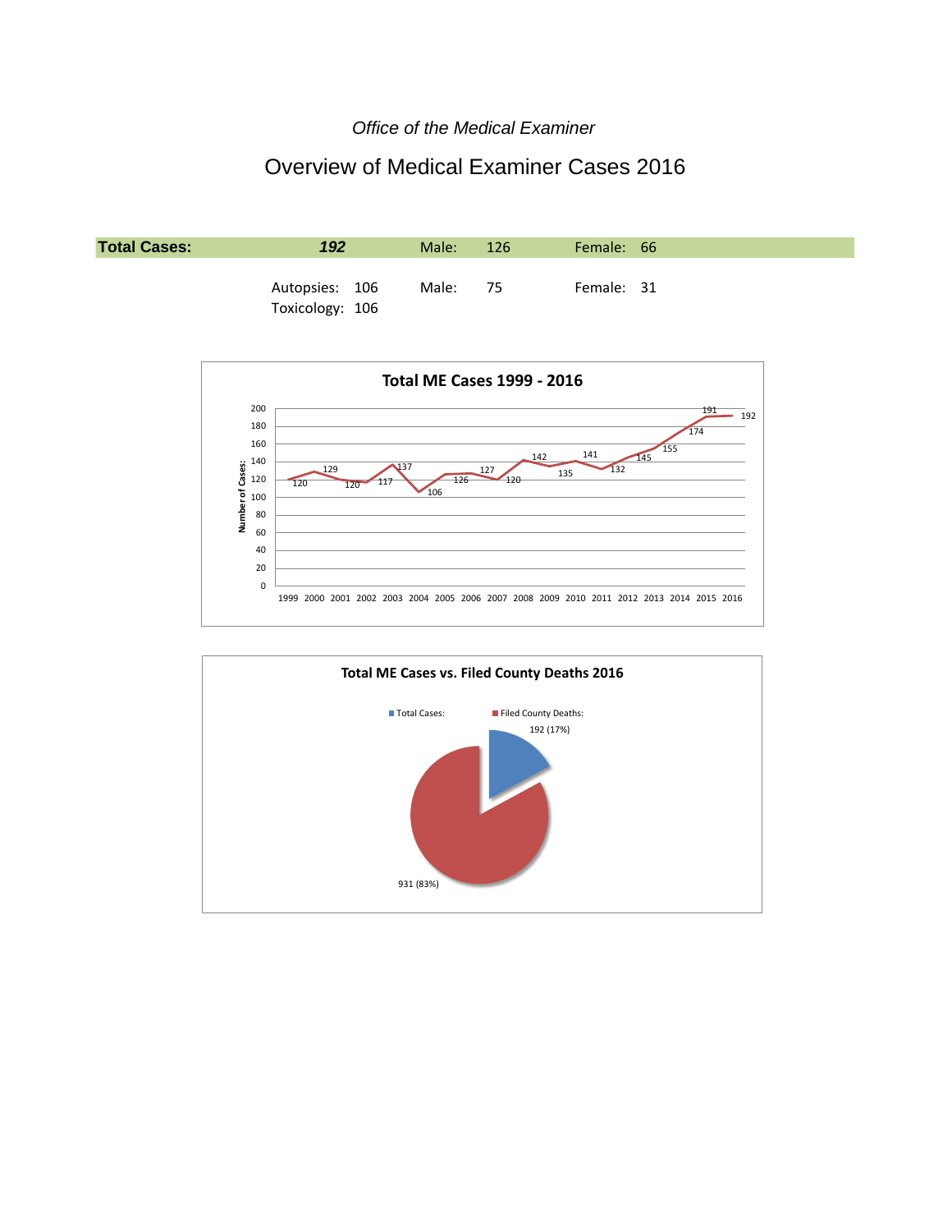*Office of the Medical Examiner*

# Overview of Medical Examiner Cases 2016

| **Total Cases:** | ***192*** | Male: | 126 | Female: | 66 |
|---|---|---|---|---|---|
| | Autopsies: 106 | Male: | 75 | Female: | 31 |
| | Toxicology: 106 | | | | |

**Total ME Cases 1999 - 2016**

| Year | Number of Cases |
|---|---|
| 1999 | 120 |
| 2000 | 129 |
| 2001 | 120 |
| 2002 | 117 |
| 2003 | 137 |
| 2004 | 106 |
| 2005 | 126 |
| 2006 | 127 |
| 2007 | 120 |
| 2008 | 142 |
| 2009 | 135 |
| 2010 | 141 |
| 2011 | 132 |
| 2012 | 145 |
| 2013 | 155 |
| 2014 | 174 |
| 2015 | 191 |
| 2016 | 192 |

**Total ME Cases vs. Filed County Deaths 2016**

| Category | Value |
|---|---|
| Total Cases: | 192 (17%) |
| Filed County Deaths: | 931 (83%) |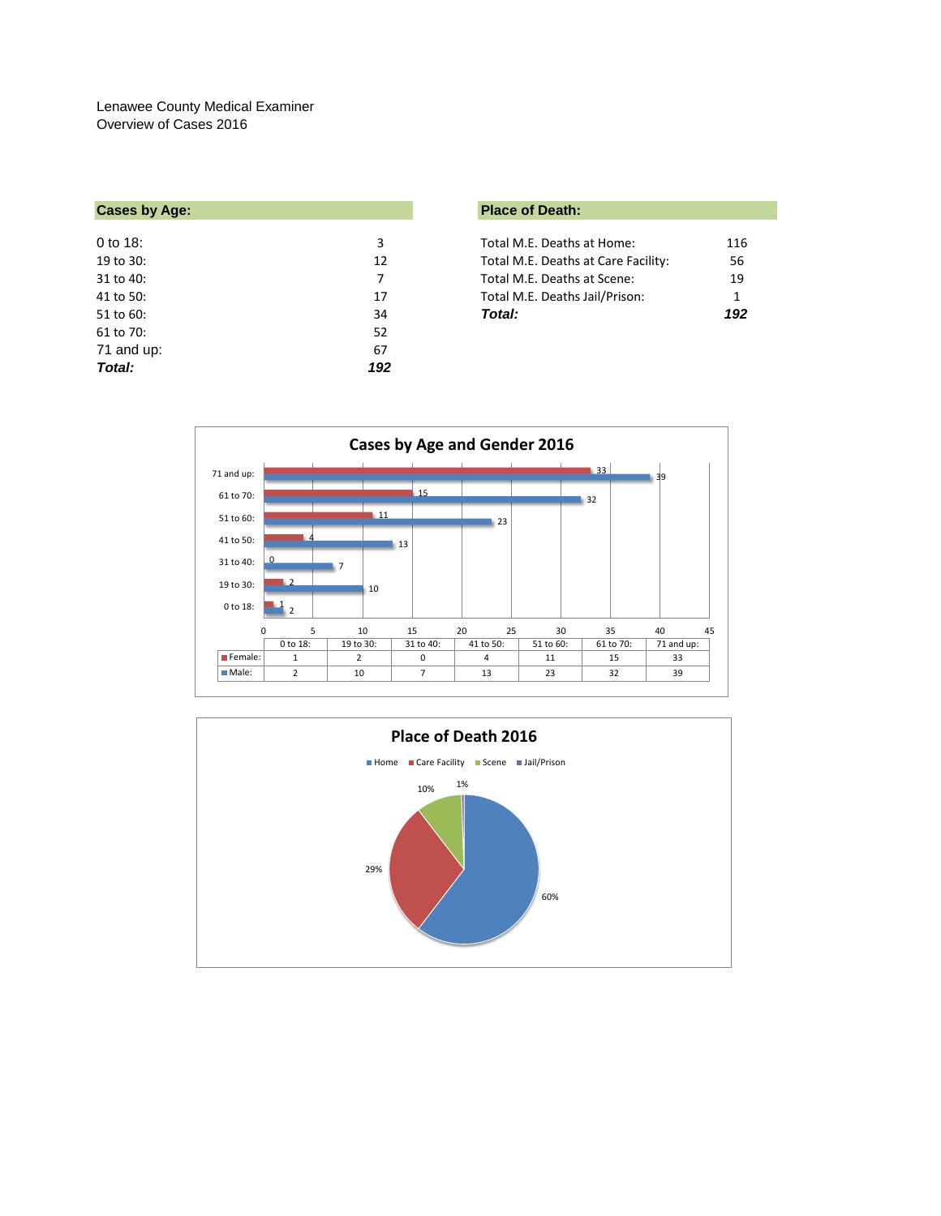Lenawee County Medical Examiner
Overview of Cases 2016

## Cases by Age:

| | |
|---|---|
| 0 to 18: | 3 |
| 19 to 30: | 12 |
| 31 to 40: | 7 |
| 41 to 50: | 17 |
| 51 to 60: | 34 |
| 61 to 70: | 52 |
| 71 and up: | 67 |
| ***Total:*** | ***192*** |

## Place of Death:

| | |
|---|---|
| Total M.E. Deaths at Home: | 116 |
| Total M.E. Deaths at Care Facility: | 56 |
| Total M.E. Deaths at Scene: | 19 |
| Total M.E. Deaths Jail/Prison: | 1 |
| ***Total:*** | ***192*** |

### Cases by Age and Gender 2016

| | 0 to 18: | 19 to 30: | 31 to 40: | 41 to 50: | 51 to 60: | 61 to 70: | 71 and up: |
|---|---|---|---|---|---|---|---|
| Female: | 1 | 2 | 0 | 4 | 11 | 15 | 33 |
| Male: | 2 | 10 | 7 | 13 | 23 | 32 | 39 |

### Place of Death 2016

Home 60%, Care Facility 29%, Scene 10%, Jail/Prison 1%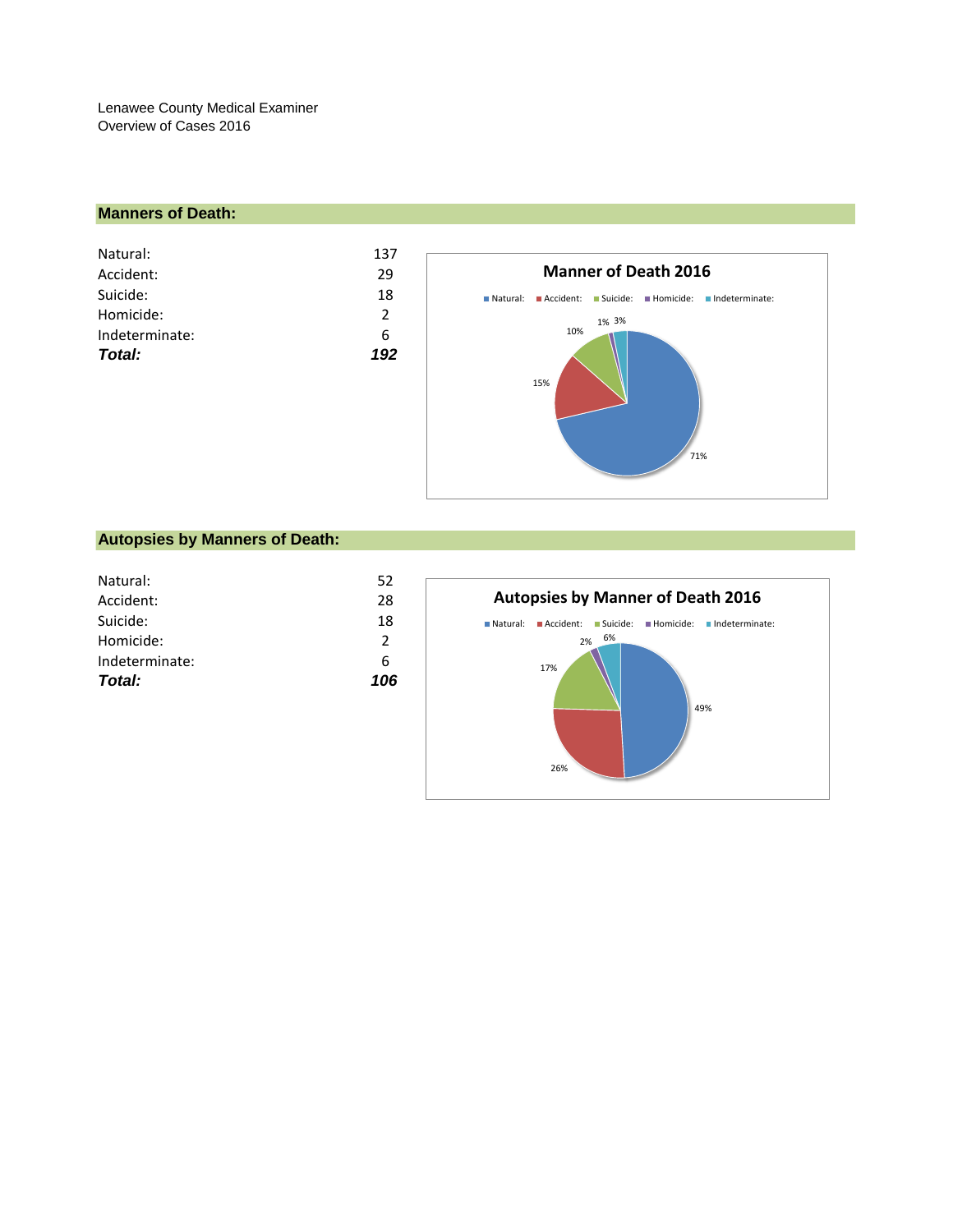Lenawee County Medical Examiner
Overview of Cases 2016

## Manners of Death:

| | |
|---|---|
| Natural: | 137 |
| Accident: | 29 |
| Suicide: | 18 |
| Homicide: | 2 |
| Indeterminate: | 6 |
| ***Total:*** | ***192*** |

**Manner of Death 2016**

Natural: 71% · Accident: 15% · Suicide: 10% · Homicide: 1% · Indeterminate: 3%

## Autopsies by Manners of Death:

| | |
|---|---|
| Natural: | 52 |
| Accident: | 28 |
| Suicide: | 18 |
| Homicide: | 2 |
| Indeterminate: | 6 |
| ***Total:*** | ***106*** |

**Autopsies by Manner of Death 2016**

Natural: 49% · Accident: 26% · Suicide: 17% · Homicide: 2% · Indeterminate: 6%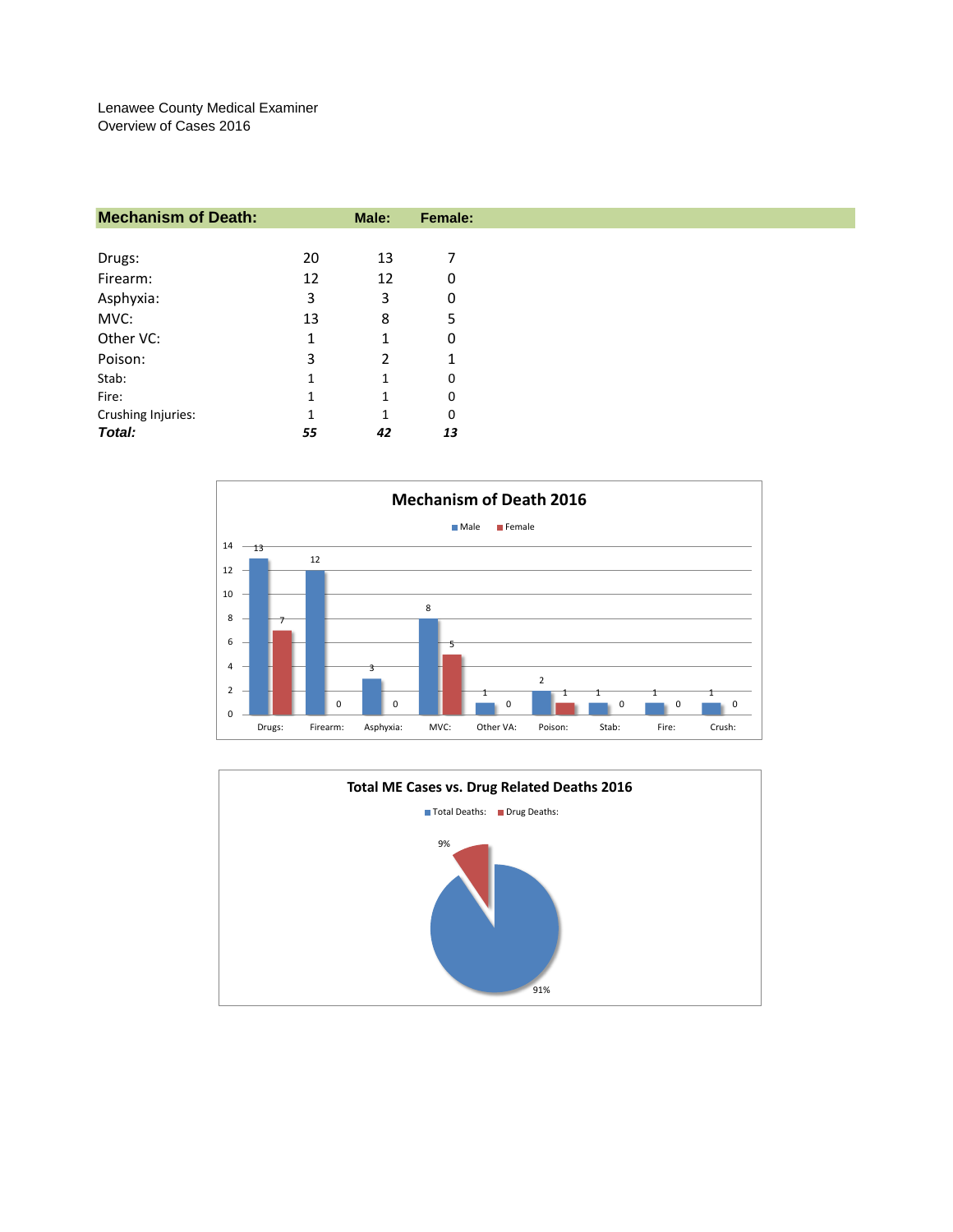Lenawee County Medical Examiner
Overview of Cases 2016

| Mechanism of Death: | | Male: | Female: |
|---|---|---|---|
| Drugs: | 20 | 13 | 7 |
| Firearm: | 12 | 12 | 0 |
| Asphyxia: | 3 | 3 | 0 |
| MVC: | 13 | 8 | 5 |
| Other VC: | 1 | 1 | 0 |
| Poison: | 3 | 2 | 1 |
| Stab: | 1 | 1 | 0 |
| Fire: | 1 | 1 | 0 |
| Crushing Injuries: | 1 | 1 | 0 |
| ***Total:*** | ***55*** | ***42*** | ***13*** |

**Mechanism of Death 2016**

| | Male | Female |
|---|---|---|
| Drugs: | 13 | 7 |
| Firearm: | 12 | 0 |
| Asphyxia: | 3 | 0 |
| MVC: | 8 | 5 |
| Other VA: | 1 | 0 |
| Poison: | 2 | 1 |
| Stab: | 1 | 0 |
| Fire: | 1 | 0 |
| Crush: | 1 | 0 |

**Total ME Cases vs. Drug Related Deaths 2016**

| | |
|---|---|
| Total Deaths: | 91% |
| Drug Deaths: | 9% |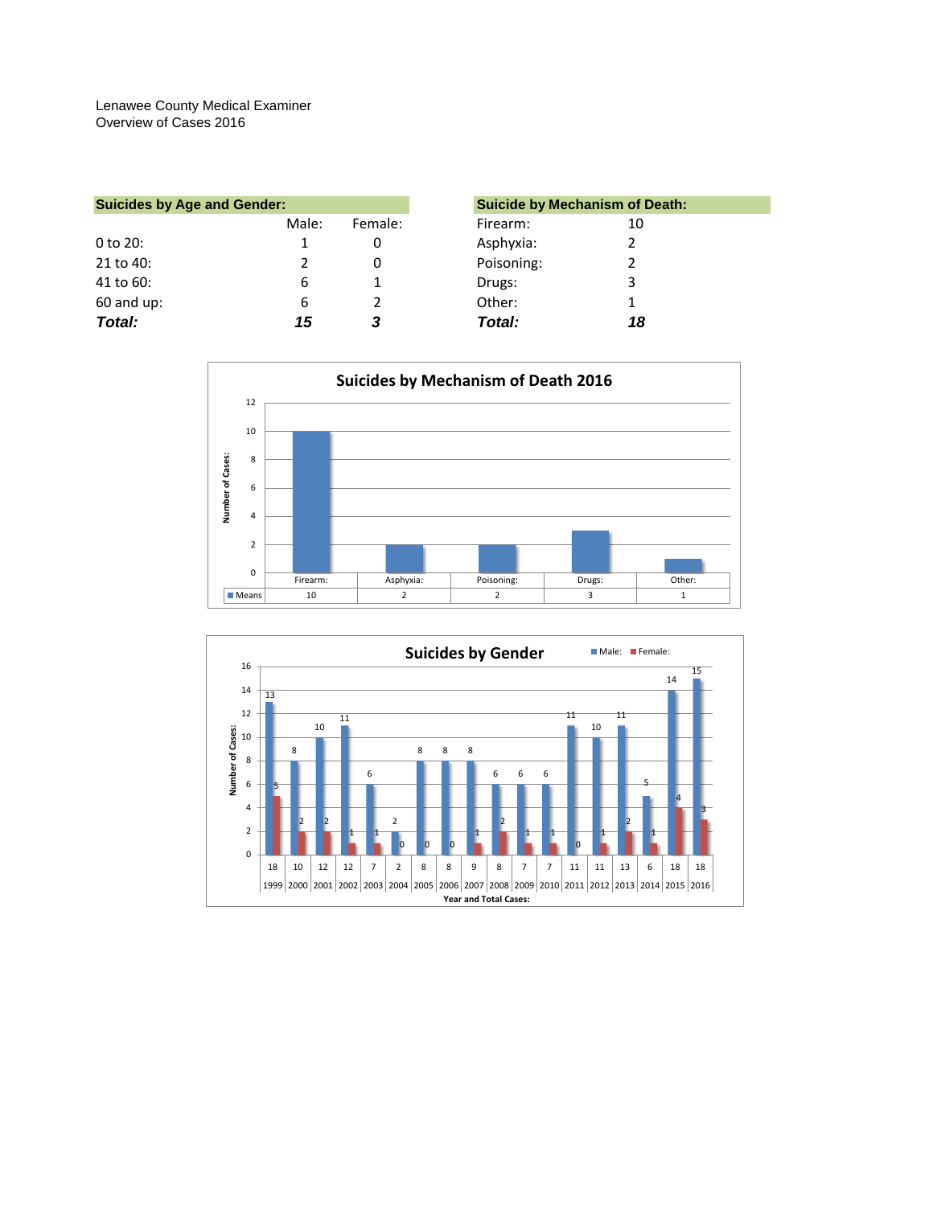Lenawee County Medical Examiner
Overview of Cases 2016

| Suicides by Age and Gender: | Male: | Female: |
|---|---|---|
| 0 to 20: | 1 | 0 |
| 21 to 40: | 2 | 0 |
| 41 to 60: | 6 | 1 |
| 60 and up: | 6 | 2 |
| ***Total:*** | ***15*** | ***3*** |

| Suicide by Mechanism of Death: | |
|---|---|
| Firearm: | 10 |
| Asphyxia: | 2 |
| Poisoning: | 2 |
| Drugs: | 3 |
| Other: | 1 |
| ***Total:*** | ***18*** |

**Suicides by Mechanism of Death 2016**

| | Firearm: | Asphyxia: | Poisoning: | Drugs: | Other: |
|---|---|---|---|---|---|
| Means | 10 | 2 | 2 | 3 | 1 |

**Suicides by Gender**

| Year | 1999 | 2000 | 2001 | 2002 | 2003 | 2004 | 2005 | 2006 | 2007 | 2008 | 2009 | 2010 | 2011 | 2012 | 2013 | 2014 | 2015 | 2016 |
|---|---|---|---|---|---|---|---|---|---|---|---|---|---|---|---|---|---|---|
| Total Cases | 18 | 10 | 12 | 12 | 7 | 2 | 8 | 8 | 9 | 8 | 7 | 7 | 11 | 11 | 13 | 6 | 18 | 18 |
| Male: | 13 | 8 | 10 | 11 | 6 | 2 | 8 | 8 | 8 | 6 | 6 | 6 | 11 | 10 | 11 | 5 | 14 | 15 |
| Female: | 5 | 2 | 2 | 1 | 1 | 0 | 0 | 0 | 1 | 2 | 1 | 1 | 0 | 1 | 2 | 1 | 4 | 3 |

Year and Total Cases: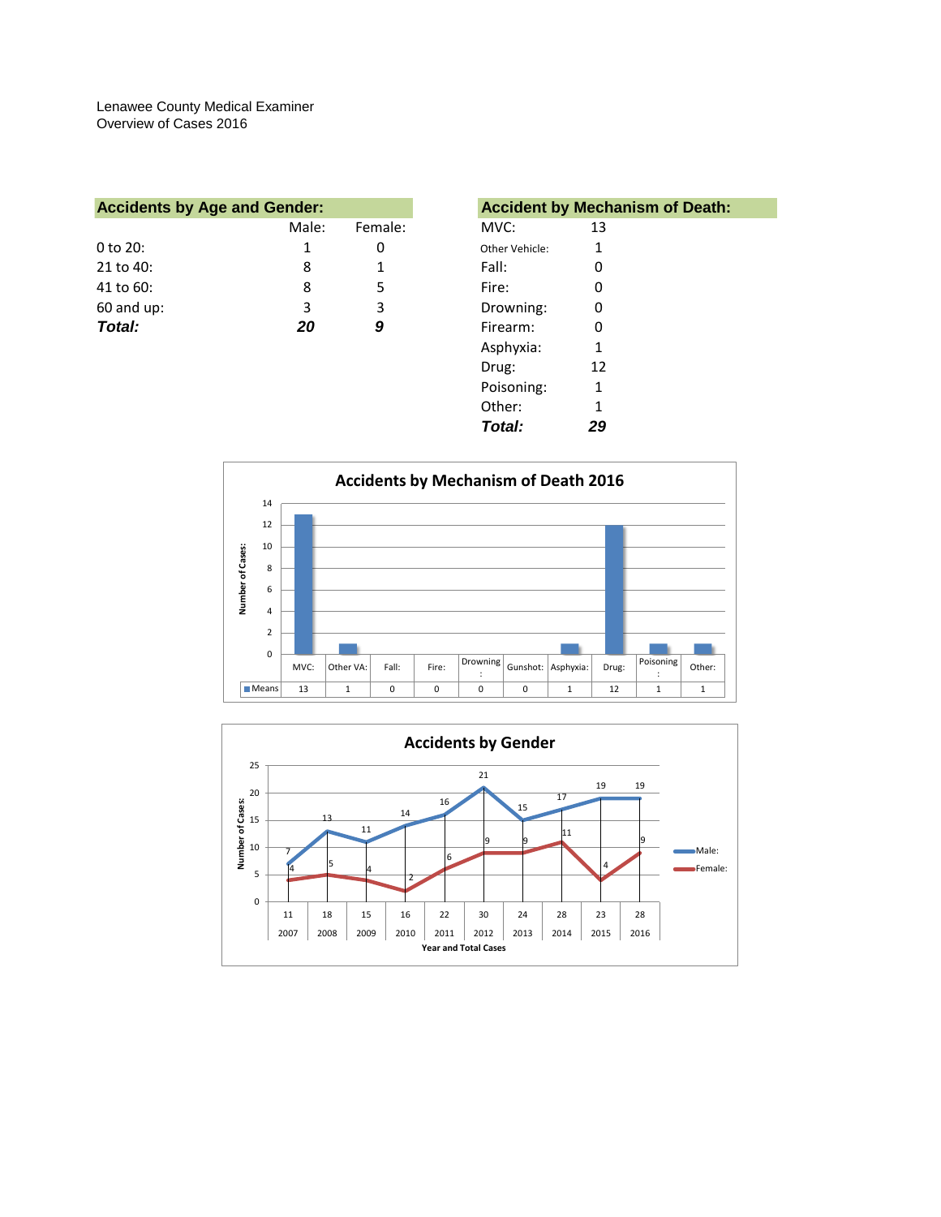Lenawee County Medical Examiner
Overview of Cases 2016

**Accidents by Age and Gender:**

| | Male: | Female: |
|---|---|---|
| 0 to 20: | 1 | 0 |
| 21 to 40: | 8 | 1 |
| 41 to 60: | 8 | 5 |
| 60 and up: | 3 | 3 |
| ***Total:*** | ***20*** | ***9*** |

**Accident by Mechanism of Death:**

| | |
|---|---|
| MVC: | 13 |
| Other Vehicle: | 1 |
| Fall: | 0 |
| Fire: | 0 |
| Drowning: | 0 |
| Firearm: | 0 |
| Asphyxia: | 1 |
| Drug: | 12 |
| Poisoning: | 1 |
| Other: | 1 |
| ***Total:*** | ***29*** |

**Accidents by Mechanism of Death 2016**

| | MVC: | Other VA: | Fall: | Fire: | Drowning: | Gunshot: | Asphyxia: | Drug: | Poisoning: | Other: |
|---|---|---|---|---|---|---|---|---|---|---|
| Means | 13 | 1 | 0 | 0 | 0 | 0 | 1 | 12 | 1 | 1 |

**Accidents by Gender**

| Year | 2007 | 2008 | 2009 | 2010 | 2011 | 2012 | 2013 | 2014 | 2015 | 2016 |
|---|---|---|---|---|---|---|---|---|---|---|
| Total Cases | 11 | 18 | 15 | 16 | 22 | 30 | 24 | 28 | 23 | 28 |
| Male: | 7 | 13 | 11 | 14 | 16 | 21 | 15 | 17 | 19 | 19 |
| Female: | 4 | 5 | 4 | 2 | 6 | 9 | 9 | 11 | 4 | 9 |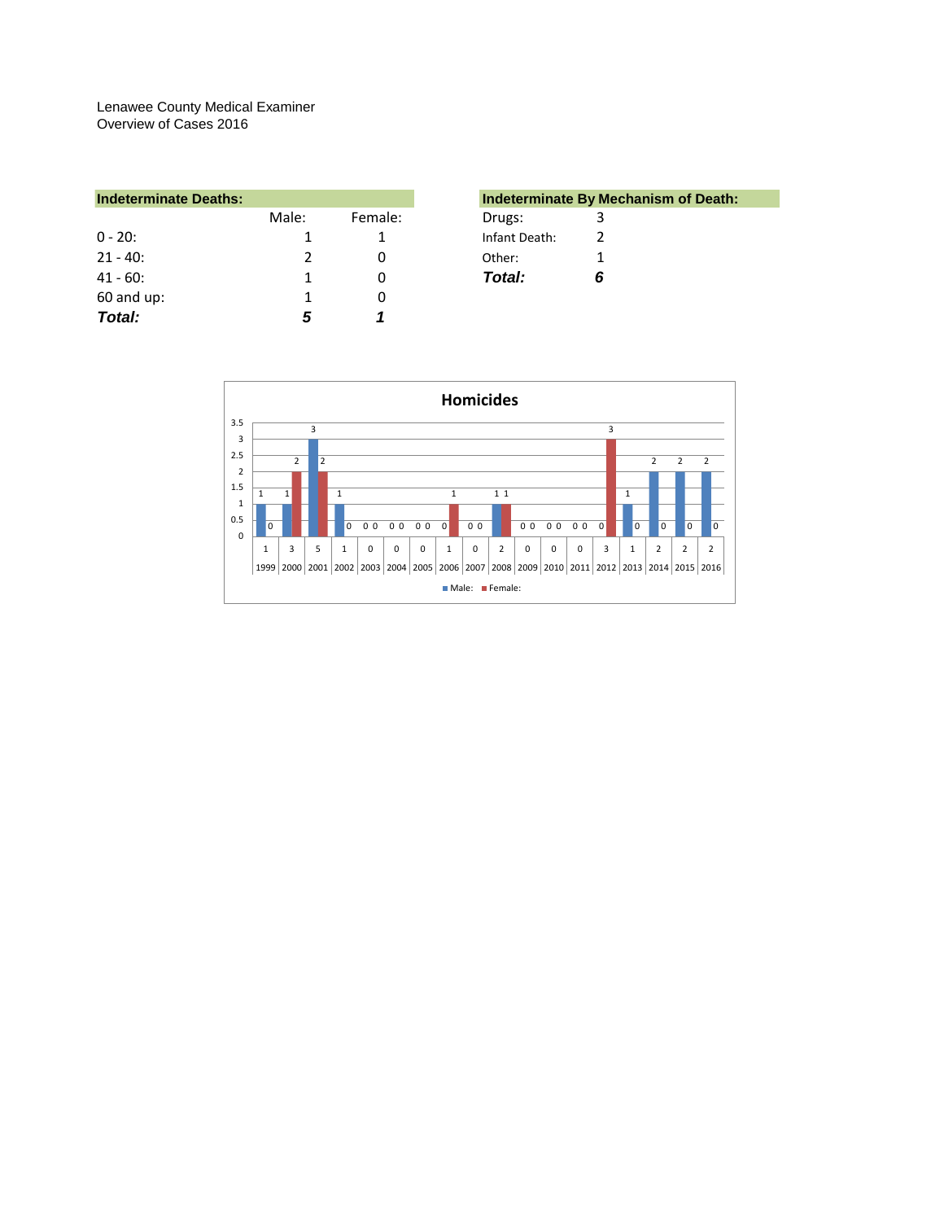Lenawee County Medical Examiner
Overview of Cases 2016

| Indeterminate Deaths: | Male: | Female: |
|---|---|---|
| 0 - 20: | 1 | 1 |
| 21 - 40: | 2 | 0 |
| 41 - 60: | 1 | 0 |
| 60 and up: | 1 | 0 |
| ***Total:*** | ***5*** | ***1*** |

| Indeterminate By Mechanism of Death: | |
|---|---|
| Drugs: | 3 |
| Infant Death: | 2 |
| Other: | 1 |
| ***Total:*** | ***6*** |

**Homicides**

3.5
3
2.5
2
1.5
1
0.5
0

1 0 | 1 2 | 3 2 | 1 0 | 0 0 | 0 0 | 0 0 | 0 1 | 0 0 | 1 1 | 0 0 | 0 0 | 0 0 | 0 3 | 1 0 | 2 0 | 2 0 | 2 0

1 | 3 | 5 | 1 | 0 | 0 | 0 | 1 | 0 | 2 | 0 | 0 | 0 | 3 | 1 | 2 | 2 | 2

1999 | 2000 | 2001 | 2002 | 2003 | 2004 | 2005 | 2006 | 2007 | 2008 | 2009 | 2010 | 2011 | 2012 | 2013 | 2014 | 2015 | 2016

Male: Female: